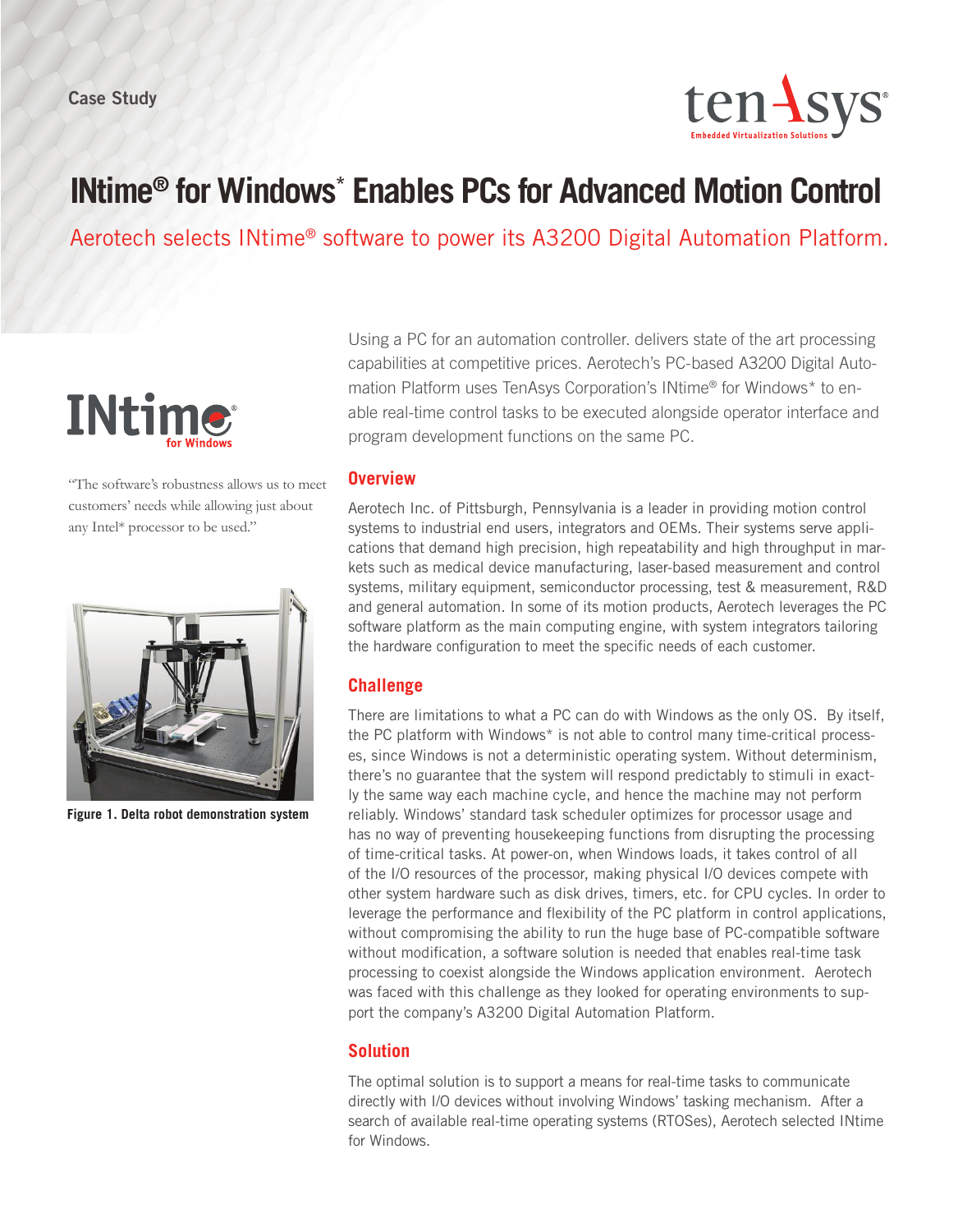Case Study

# INtime® for Windows* Enables PCs for Advanced Motion Control

Aerotech selects INtime® software to power its A3200 Digital Automation Platform.

"The software's robustness allows us to meet customers' needs while allowing just about any Intel* processor to be used."

Figure 1. Delta robot demonstration system

Using a PC for an automation controller. delivers state of the art processing capabilities at competitive prices. Aerotech's PC-based A3200 Digital Automation Platform uses TenAsys Corporation's INtime® for Windows* to enable real-time control tasks to be executed alongside operator interface and program development functions on the same PC.

## Overview

Aerotech Inc. of Pittsburgh, Pennsylvania is a leader in providing motion control systems to industrial end users, integrators and OEMs. Their systems serve applications that demand high precision, high repeatability and high throughput in markets such as medical device manufacturing, laser-based measurement and control systems, military equipment, semiconductor processing, test & measurement, R&D and general automation. In some of its motion products, Aerotech leverages the PC software platform as the main computing engine, with system integrators tailoring the hardware configuration to meet the specific needs of each customer.

## Challenge

There are limitations to what a PC can do with Windows as the only OS. By itself, the PC platform with Windows* is not able to control many time-critical processes, since Windows is not a deterministic operating system. Without determinism, there's no guarantee that the system will respond predictably to stimuli in exactly the same way each machine cycle, and hence the machine may not perform reliably. Windows' standard task scheduler optimizes for processor usage and has no way of preventing housekeeping functions from disrupting the processing of time-critical tasks. At power-on, when Windows loads, it takes control of all of the I/O resources of the processor, making physical I/O devices compete with other system hardware such as disk drives, timers, etc. for CPU cycles. In order to leverage the performance and flexibility of the PC platform in control applications, without compromising the ability to run the huge base of PC-compatible software without modification, a software solution is needed that enables real-time task processing to coexist alongside the Windows application environment. Aerotech was faced with this challenge as they looked for operating environments to support the company's A3200 Digital Automation Platform.

## Solution

The optimal solution is to support a means for real-time tasks to communicate directly with I/O devices without involving Windows' tasking mechanism. After a search of available real-time operating systems (RTOSes), Aerotech selected INtime for Windows.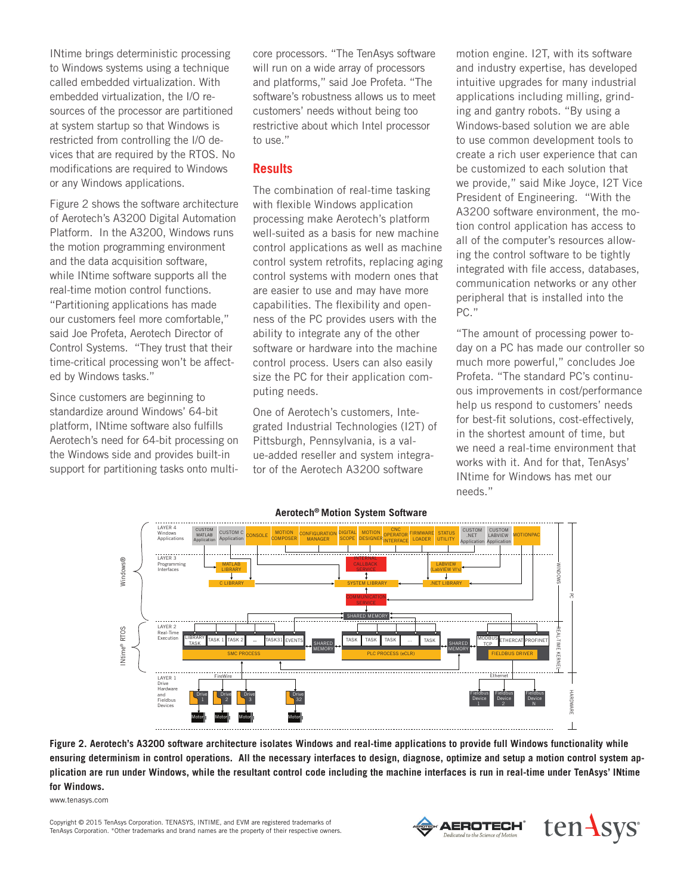INtime brings deterministic processing to Windows systems using a technique called embedded virtualization. With embedded virtualization, the I/O resources of the processor are partitioned at system startup so that Windows is restricted from controlling the I/O devices that are required by the RTOS. No modifications are required to Windows or any Windows applications.

Figure 2 shows the software architecture of Aerotech's A3200 Digital Automation Platform. In the A3200, Windows runs the motion programming environment and the data acquisition software, while INtime software supports all the real-time motion control functions. "Partitioning applications has made our customers feel more comfortable," said Joe Profeta, Aerotech Director of Control Systems. "They trust that their time-critical processing won't be affected by Windows tasks."

Since customers are beginning to standardize around Windows' 64-bit platform, INtime software also fulfills Aerotech's need for 64-bit processing on the Windows side and provides built-in support for partitioning tasks onto multi-core processors. "The TenAsys software will run on a wide array of processors and platforms," said Joe Profeta. "The software's robustness allows us to meet customers' needs without being too restrictive about which Intel processor to use."

## Results

The combination of real-time tasking with flexible Windows application processing make Aerotech's platform well-suited as a basis for new machine control applications as well as machine control system retrofits, replacing aging control systems with modern ones that are easier to use and may have more capabilities. The flexibility and openness of the PC provides users with the ability to integrate any of the other software or hardware into the machine control process. Users can also easily size the PC for their application computing needs.

One of Aerotech's customers, Integrated Industrial Technologies (I2T) of Pittsburgh, Pennsylvania, is a value-added reseller and system integrator of the Aerotech A3200 software motion engine. I2T, with its software and industry expertise, has developed intuitive upgrades for many industrial applications including milling, grinding and gantry robots. "By using a Windows-based solution we are able to use common development tools to create a rich user experience that can be customized to each solution that we provide," said Mike Joyce, I2T Vice President of Engineering. "With the A3200 software environment, the motion control application has access to all of the computer's resources allowing the control software to be tightly integrated with file access, databases, communication networks or any other peripheral that is installed into the PC."

"The amount of processing power today on a PC has made our controller so much more powerful," concludes Joe Profeta. "The standard PC's continuous improvements in cost/performance help us respond to customers' needs for best-fit solutions, cost-effectively, in the shortest amount of time, but we need a real-time environment that works with it. And for that, TenAsys' INtime for Windows has met our needs."

Aerotech® Motion System Software

Windows®
INtime® RTOS
LAYER 4 Windows Applications
CUSTOM MATLAB Application
CUSTOM C Application
CONSOLE
MOTION COMPOSER
CONFIGURATION MANAGER
DIGITAL SCOPE
MOTION DESIGNER
CNC OPERATOR INTERFACE
FIRMWARE LOADER
STATUS UTILITY
CUSTOM .NET Application
CUSTOM LABVIEW Application
MOTIONPAC
LAYER 3 Programming Interfaces
MATLAB LIBRARY
INTERNAL CALLBACK SERVICE
LABVIEW (LabVIEW VI's)
C LIBRARY
SYSTEM LIBRARY
.NET LIBRARY
COMMUNICATION SERVICE
SHARED MEMORY
LAYER 2 Real-Time Execution
LIBRARY TASK
TASK 1
TASK 2
...
TASK31
EVENTS
SHARED MEMORY
TASK
TASK
TASK
...
TASK
SHARED MEMORY
MODBUS TCP
ETHERCAT
PROFINET
SMC PROCESS
PLC PROCESS (eCLR)
FIELDBUS DRIVER
LAYER 1 Drive Hardware and Fieldbus Devices
FireWire
Drive 1
Drive 2
Drive 3
Drive 32
Motor
Motor
Motor
Motor
Ethernet
Fieldbus Device 1
Fieldbus Device 2
Fieldbus Device N
WINDOWS
REAL-TIME KERNEL
PC
HARDWARE

**Figure 2. Aerotech's A3200 software architecture isolates Windows and real-time applications to provide full Windows functionality while ensuring determinism in control operations. All the necessary interfaces to design, diagnose, optimize and setup a motion control system application are run under Windows, while the resultant control code including the machine interfaces is run in real-time under TenAsys' INtime for Windows.**

www.tenasys.com

Copyright © 2015 TenAsys Corporation. TENASYS, INTIME, and EVM are registered trademarks of TenAsys Corporation. *Other trademarks and brand names are the property of their respective owners.

AEROTECH Dedicated to the Science of Motion

tenAsys